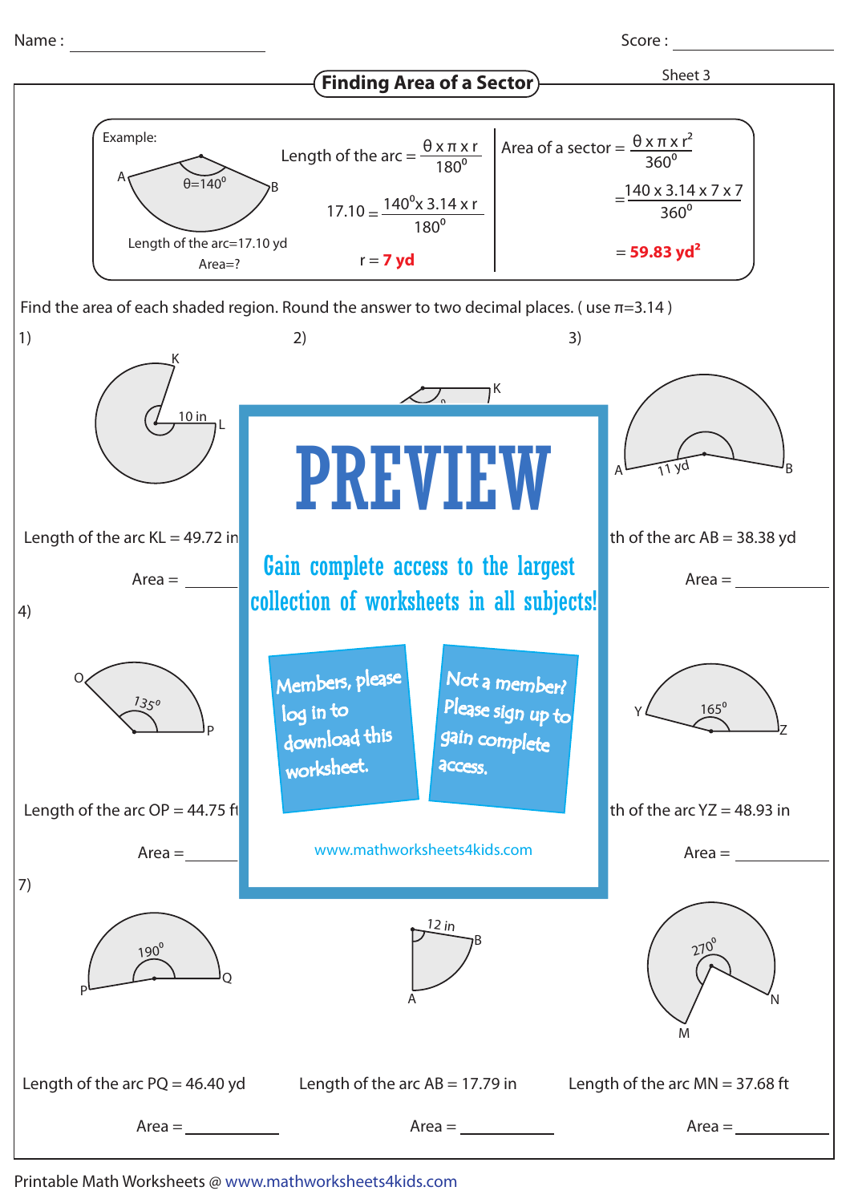Name : ____________  Score : ____________

# Finding Area of a Sector

Sheet 3

Example:

θ=140°

Length of the arc=17.10 yd

Area=?

Length of the arc = $\frac{\theta \times \pi \times r}{180^0}$

$17.10 = \frac{140^0 \times 3.14 \times r}{180^0}$

r = **7 yd**

Area of a sector = $\frac{\theta \times \pi \times r^2}{360^0}$

$= \frac{140 \times 3.14 \times 7 \times 7}{360^0}$

= **59.83 yd²**

Find the area of each shaded region. Round the answer to two decimal places. ( use $\pi$=3.14 )

1) 10 in

Length of the arc KL = 49.72 in

Area = ________

2)

3) 11 yd

th of the arc AB = 38.38 yd

Area = ________

4) 135°

Length of the arc OP = 44.75 ft

Area = ________

6) 165°

th of the arc YZ = 48.93 in

Area = ________

7) 190°

Length of the arc PQ = 46.40 yd

Area = ________

8) 12 in

Length of the arc AB = 17.79 in

Area = ________

9) 270°

Length of the arc MN = 37.68 ft

Area = ________

PREVIEW

Gain complete access to the largest collection of worksheets in all subjects!

Members, please log in to download this worksheet.

Not a member? Please sign up to gain complete access.

www.mathworksheets4kids.com

Printable Math Worksheets @ www.mathworksheets4kids.com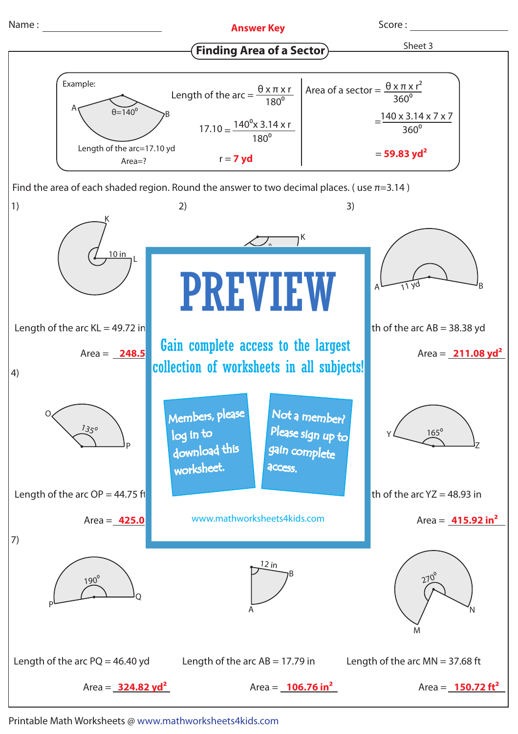Name : 

**Answer Key**

Score : 

## Finding Area of a Sector

Sheet 3

Example:

θ=140°

Length of the arc=17.10 yd

Area=?

Length of the arc = $\frac{\theta \times \pi \times r}{180^0}$

$17.10 = \frac{140^0 \times 3.14 \times r}{180^0}$

r = **7 yd**

Area of a sector = $\frac{\theta \times \pi \times r^2}{360^0}$

$= \frac{140 \times 3.14 \times 7 \times 7}{360^0}$

= **59.83 yd²**

Find the area of each shaded region. Round the answer to two decimal places. ( use π=3.14 )

1)

K, 10 in, L

Length of the arc KL = 49.72 in

Area = **248.5**

2)

K

3)

A, 11 yd, B

th of the arc AB = 38.38 yd

Area = **211.08 yd²**

4)

O, 135°, P

Length of the arc OP = 44.75 ft

Area = **425.0**

Y, 165°, Z

th of the arc YZ = 48.93 in

Area = **415.92 in²**

**PREVIEW**

Gain complete access to the largest collection of worksheets in all subjects!

Members, please log in to download this worksheet.

Not a member? Please sign up to gain complete access.

www.mathworksheets4kids.com

7)

190°, P, Q

Length of the arc PQ = 46.40 yd

Area = **324.82 yd²**

12 in, B, A

Length of the arc AB = 17.79 in

Area = **106.76 in²**

270°, N, M

Length of the arc MN = 37.68 ft

Area = **150.72 ft²**

Printable Math Worksheets @ www.mathworksheets4kids.com